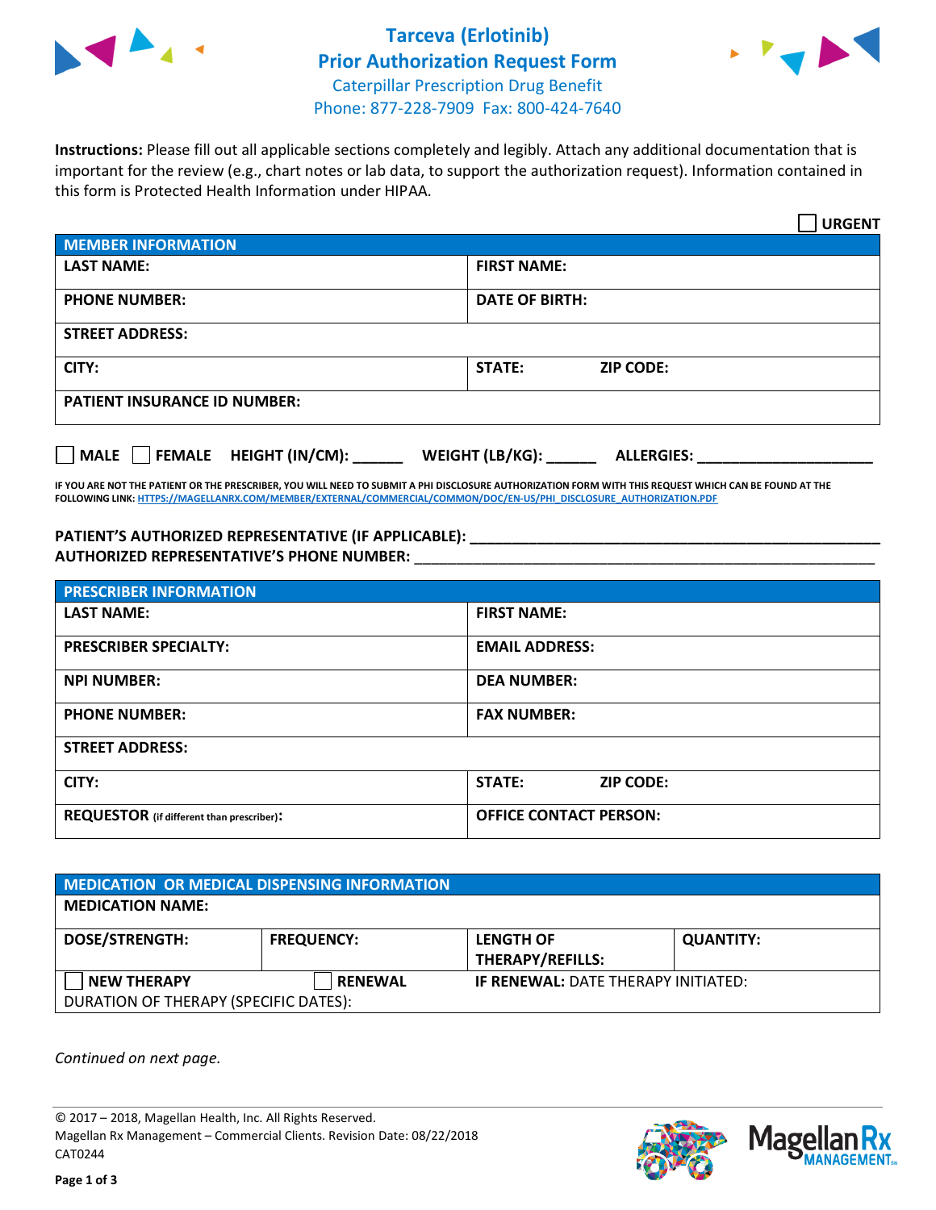# Tarceva (Erlotinib)
## Prior Authorization Request Form

Caterpillar Prescription Drug Benefit
Phone: 877-228-7909 Fax: 800-424-7640

**Instructions:** Please fill out all applicable sections completely and legibly. Attach any additional documentation that is important for the review (e.g., chart notes or lab data, to support the authorization request). Information contained in this form is Protected Health Information under HIPAA.

☐ **URGENT**

| MEMBER INFORMATION | | |
|---|---|---|
| **LAST NAME:** | **FIRST NAME:** | |
| **PHONE NUMBER:** | **DATE OF BIRTH:** | |
| **STREET ADDRESS:** | | |
| **CITY:** | **STATE:** | **ZIP CODE:** |
| **PATIENT INSURANCE ID NUMBER:** | | |

☐ **MALE** ☐ **FEMALE** **HEIGHT (IN/CM):** ______ **WEIGHT (LB/KG):** ______ **ALLERGIES:** ____________________

**IF YOU ARE NOT THE PATIENT OR THE PRESCRIBER, YOU WILL NEED TO SUBMIT A PHI DISCLOSURE AUTHORIZATION FORM WITH THIS REQUEST WHICH CAN BE FOUND AT THE FOLLOWING LINK: HTTPS://MAGELLANRX.COM/MEMBER/EXTERNAL/COMMERCIAL/COMMON/DOC/EN-US/PHI_DISCLOSURE_AUTHORIZATION.PDF**

**PATIENT'S AUTHORIZED REPRESENTATIVE (IF APPLICABLE):** ____________________________________________
**AUTHORIZED REPRESENTATIVE'S PHONE NUMBER:** ____________________________________________

| PRESCRIBER INFORMATION | | |
|---|---|---|
| **LAST NAME:** | **FIRST NAME:** | |
| **PRESCRIBER SPECIALTY:** | **EMAIL ADDRESS:** | |
| **NPI NUMBER:** | **DEA NUMBER:** | |
| **PHONE NUMBER:** | **FAX NUMBER:** | |
| **STREET ADDRESS:** | | |
| **CITY:** | **STATE:** | **ZIP CODE:** |
| **REQUESTOR** (if different than prescriber)**:** | **OFFICE CONTACT PERSON:** | |

| MEDICATION OR MEDICAL DISPENSING INFORMATION | | | |
|---|---|---|---|
| **MEDICATION NAME:** | | | |
| **DOSE/STRENGTH:** | **FREQUENCY:** | **LENGTH OF THERAPY/REFILLS:** | **QUANTITY:** |
| ☐ **NEW THERAPY** | ☐ **RENEWAL** | **IF RENEWAL:** DATE THERAPY INITIATED: | |
| DURATION OF THERAPY (SPECIFIC DATES): | | | |

*Continued on next page.*

© 2017 – 2018, Magellan Health, Inc. All Rights Reserved.
Magellan Rx Management – Commercial Clients. Revision Date: 08/22/2018
CAT0244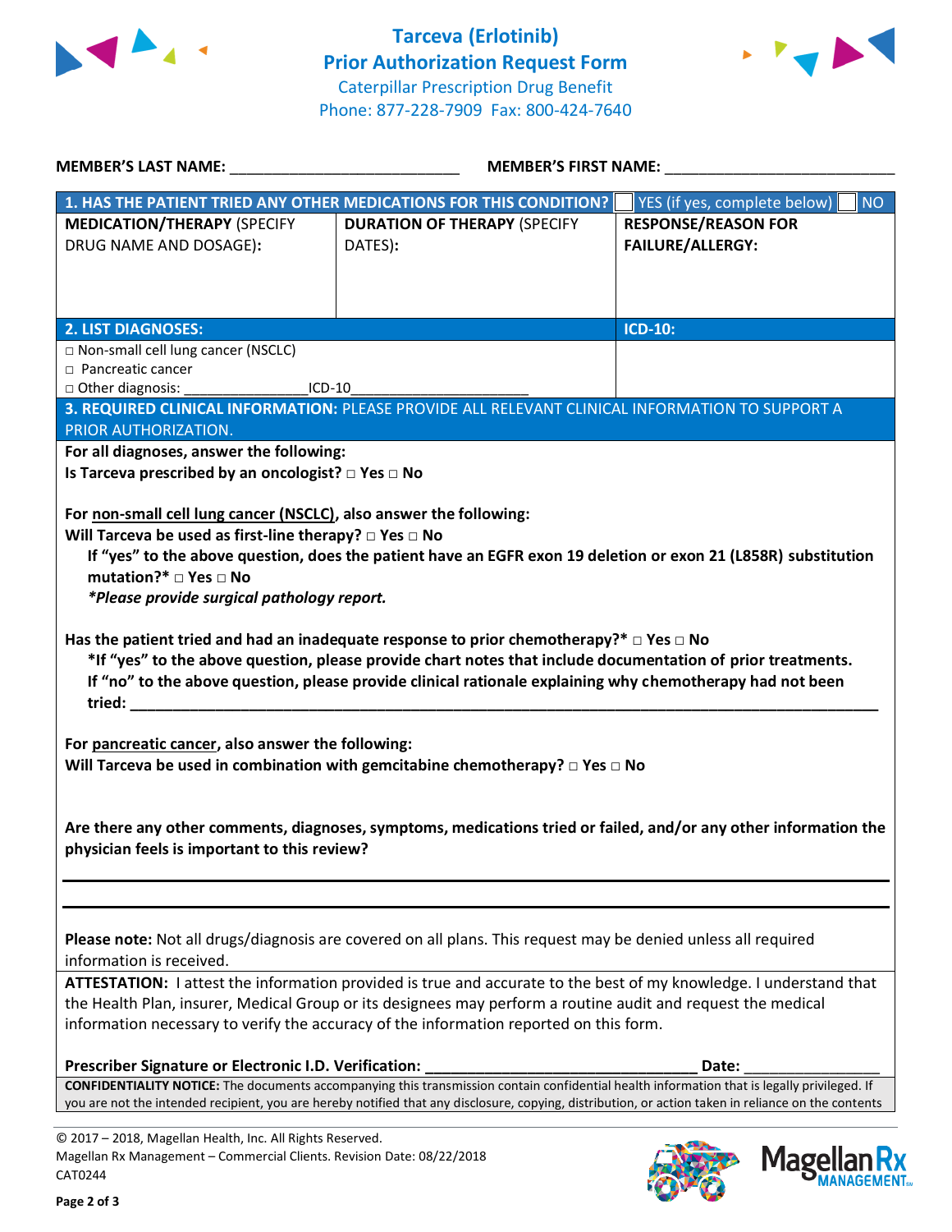# Tarceva (Erlotinib)
## Prior Authorization Request Form

Caterpillar Prescription Drug Benefit
Phone: 877-228-7909 Fax: 800-424-7640

**MEMBER'S LAST NAME:** ___________________________ **MEMBER'S FIRST NAME:** ___________________________

| **1. HAS THE PATIENT TRIED ANY OTHER MEDICATIONS FOR THIS CONDITION?** | | ☐ YES (if yes, complete below) ☐ NO |
|---|---|---|
| **MEDICATION/THERAPY** (SPECIFY DRUG NAME AND DOSAGE): | **DURATION OF THERAPY** (SPECIFY DATES): | **RESPONSE/REASON FOR FAILURE/ALLERGY:** |
| | | |

| **2. LIST DIAGNOSES:** | **ICD-10:** |
|---|---|
| □ Non-small cell lung cancer (NSCLC)<br>□ Pancreatic cancer<br>□ Other diagnosis: _______________ICD-10______________________ | |

**3. REQUIRED CLINICAL INFORMATION:** PLEASE PROVIDE ALL RELEVANT CLINICAL INFORMATION TO SUPPORT A PRIOR AUTHORIZATION.

**For all diagnoses, answer the following:**

**Is Tarceva prescribed by an oncologist?** □ **Yes** □ **No**

**For non-small cell lung cancer (NSCLC), also answer the following:**

**Will Tarceva be used as first-line therapy?** □ **Yes** □ **No**

**If "yes" to the above question, does the patient have an EGFR exon 19 deletion or exon 21 (L858R) substitution mutation?*** □ **Yes** □ **No**

***Please provide surgical pathology report.***

**Has the patient tried and had an inadequate response to prior chemotherapy?*** □ **Yes** □ **No**

***If "yes" to the above question, please provide chart notes that include documentation of prior treatments.**

**If "no" to the above question, please provide clinical rationale explaining why chemotherapy had not been tried:** ________________________________________________________________________________

**For pancreatic cancer, also answer the following:**

**Will Tarceva be used in combination with gemcitabine chemotherapy?** □ **Yes** □ **No**

**Are there any other comments, diagnoses, symptoms, medications tried or failed, and/or any other information the physician feels is important to this review?**

________________________________________________________________________________

________________________________________________________________________________

**Please note:** Not all drugs/diagnosis are covered on all plans. This request may be denied unless all required information is received.

**ATTESTATION:** I attest the information provided is true and accurate to the best of my knowledge. I understand that the Health Plan, insurer, Medical Group or its designees may perform a routine audit and request the medical information necessary to verify the accuracy of the information reported on this form.

**Prescriber Signature or Electronic I.D. Verification:** _________________________________ **Date:** ________________

**CONFIDENTIALITY NOTICE:** The documents accompanying this transmission contain confidential health information that is legally privileged. If you are not the intended recipient, you are hereby notified that any disclosure, copying, distribution, or action taken in reliance on the contents

© 2017 – 2018, Magellan Health, Inc. All Rights Reserved.
Magellan Rx Management – Commercial Clients. Revision Date: 08/22/2018
CAT0244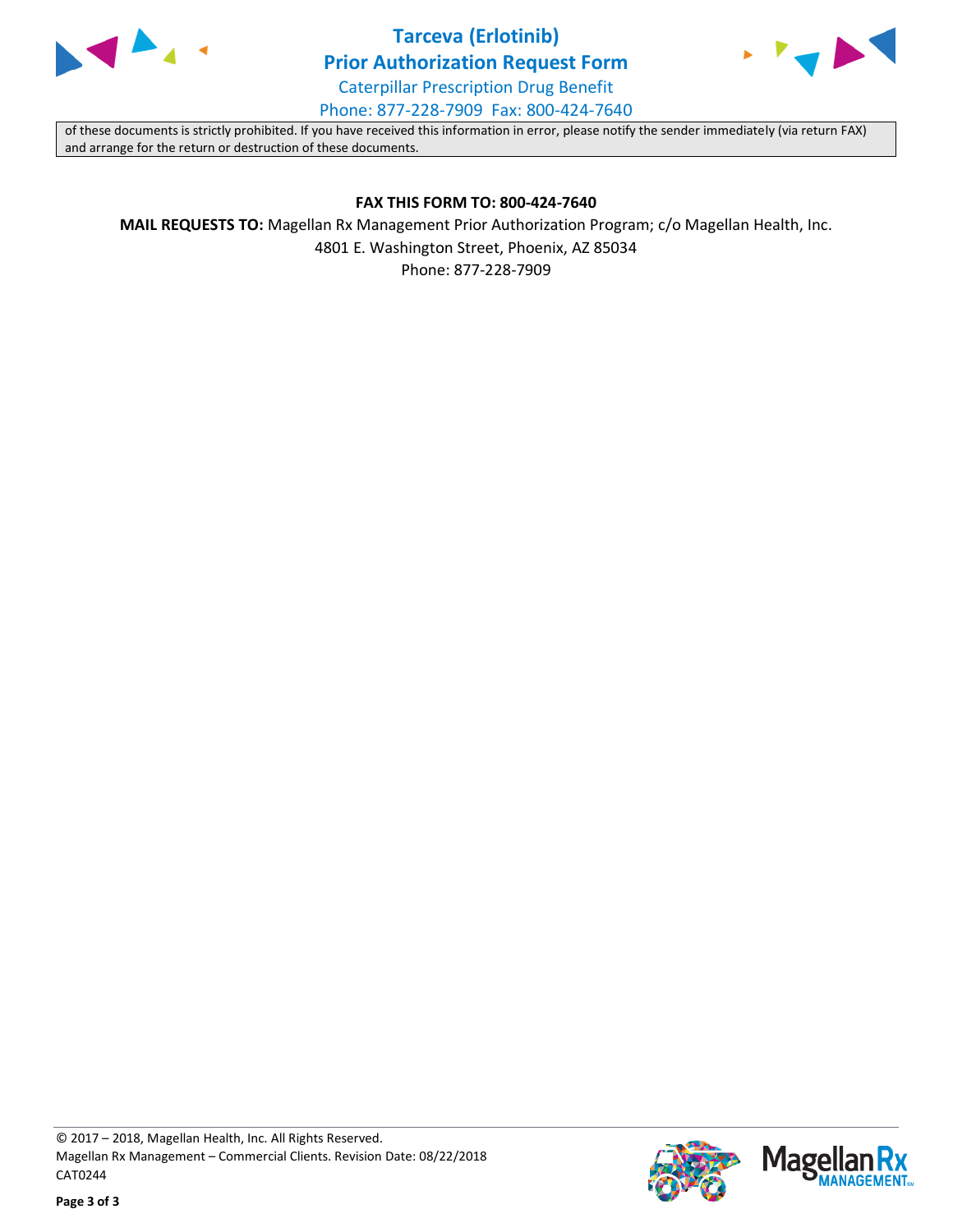of these documents is strictly prohibited. If you have received this information in error, please notify the sender immediately (via return FAX) and arrange for the return or destruction of these documents.

**FAX THIS FORM TO: 800-424-7640**

**MAIL REQUESTS TO:** Magellan Rx Management Prior Authorization Program; c/o Magellan Health, Inc.
4801 E. Washington Street, Phoenix, AZ 85034
Phone: 877-228-7909

© 2017 – 2018, Magellan Health, Inc. All Rights Reserved.
Magellan Rx Management – Commercial Clients. Revision Date: 08/22/2018
CAT0244